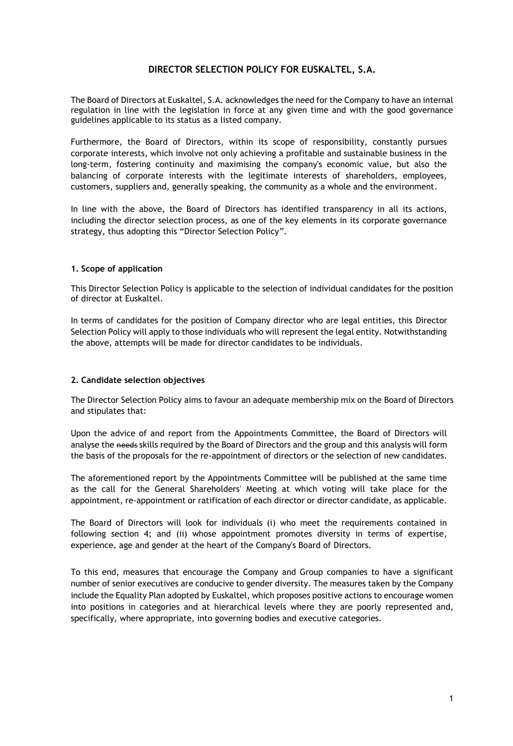# DIRECTOR SELECTION POLICY FOR EUSKALTEL, S.A.

The Board of Directors at Euskaltel, S.A. acknowledges the need for the Company to have an internal regulation in line with the legislation in force at any given time and with the good governance guidelines applicable to its status as a listed company.

Furthermore, the Board of Directors, within its scope of responsibility, constantly pursues corporate interests, which involve not only achieving a profitable and sustainable business in the long-term, fostering continuity and maximising the company's economic value, but also the balancing of corporate interests with the legitimate interests of shareholders, employees, customers, suppliers and, generally speaking, the community as a whole and the environment.

In line with the above, the Board of Directors has identified transparency in all its actions, including the director selection process, as one of the key elements in its corporate governance strategy, thus adopting this "Director Selection Policy".

## 1. Scope of application

This Director Selection Policy is applicable to the selection of individual candidates for the position of director at Euskaltel.

In terms of candidates for the position of Company director who are legal entities, this Director Selection Policy will apply to those individuals who will represent the legal entity. Notwithstanding the above, attempts will be made for director candidates to be individuals.

## 2. Candidate selection objectives

The Director Selection Policy aims to favour an adequate membership mix on the Board of Directors and stipulates that:

Upon the advice of and report from the Appointments Committee, the Board of Directors will analyse the ~~needs~~ skills required by the Board of Directors and the group and this analysis will form the basis of the proposals for the re-appointment of directors or the selection of new candidates.

The aforementioned report by the Appointments Committee will be published at the same time as the call for the General Shareholders' Meeting at which voting will take place for the appointment, re-appointment or ratification of each director or director candidate, as applicable.

The Board of Directors will look for individuals (i) who meet the requirements contained in following section 4; and (ii) whose appointment promotes diversity in terms of expertise, experience, age and gender at the heart of the Company's Board of Directors.

To this end, measures that encourage the Company and Group companies to have a significant number of senior executives are conducive to gender diversity. The measures taken by the Company include the Equality Plan adopted by Euskaltel, which proposes positive actions to encourage women into positions in categories and at hierarchical levels where they are poorly represented and, specifically, where appropriate, into governing bodies and executive categories.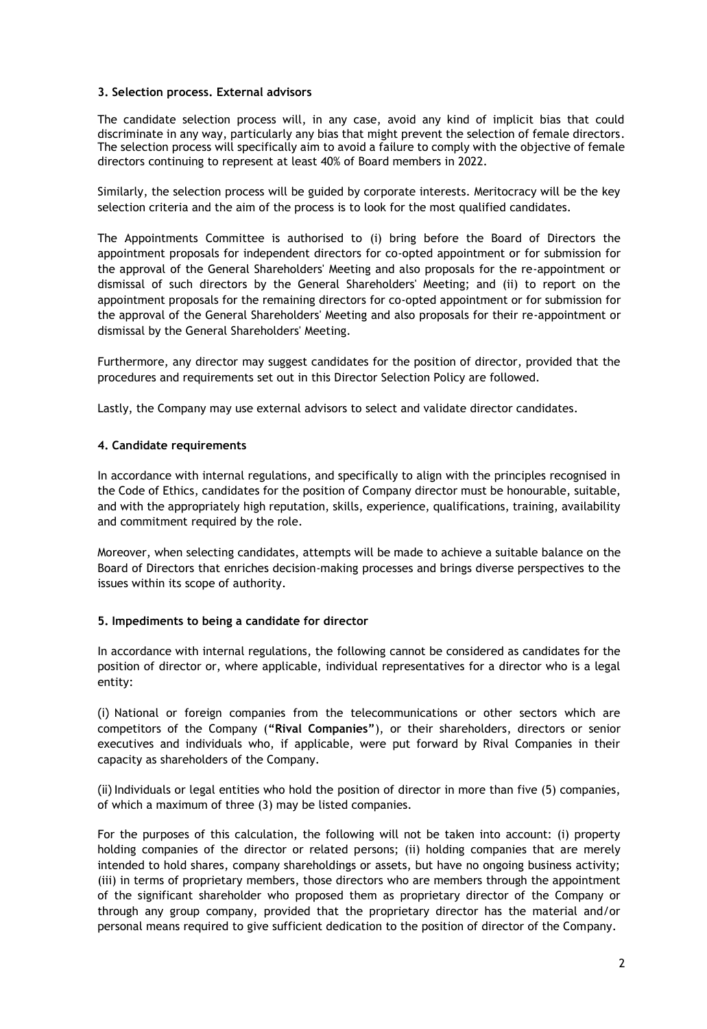### 3. Selection process. External advisors

The candidate selection process will, in any case, avoid any kind of implicit bias that could discriminate in any way, particularly any bias that might prevent the selection of female directors. The selection process will specifically aim to avoid a failure to comply with the objective of female directors continuing to represent at least 40% of Board members in 2022.

Similarly, the selection process will be guided by corporate interests. Meritocracy will be the key selection criteria and the aim of the process is to look for the most qualified candidates.

The Appointments Committee is authorised to (i) bring before the Board of Directors the appointment proposals for independent directors for co-opted appointment or for submission for the approval of the General Shareholders' Meeting and also proposals for the re-appointment or dismissal of such directors by the General Shareholders' Meeting; and (ii) to report on the appointment proposals for the remaining directors for co-opted appointment or for submission for the approval of the General Shareholders' Meeting and also proposals for their re-appointment or dismissal by the General Shareholders' Meeting.

Furthermore, any director may suggest candidates for the position of director, provided that the procedures and requirements set out in this Director Selection Policy are followed.

Lastly, the Company may use external advisors to select and validate director candidates.

### 4. Candidate requirements

In accordance with internal regulations, and specifically to align with the principles recognised in the Code of Ethics, candidates for the position of Company director must be honourable, suitable, and with the appropriately high reputation, skills, experience, qualifications, training, availability and commitment required by the role.

Moreover, when selecting candidates, attempts will be made to achieve a suitable balance on the Board of Directors that enriches decision-making processes and brings diverse perspectives to the issues within its scope of authority.

### 5. Impediments to being a candidate for director

In accordance with internal regulations, the following cannot be considered as candidates for the position of director or, where applicable, individual representatives for a director who is a legal entity:

(i) National or foreign companies from the telecommunications or other sectors which are competitors of the Company (**"Rival Companies"**), or their shareholders, directors or senior executives and individuals who, if applicable, were put forward by Rival Companies in their capacity as shareholders of the Company.

(ii) Individuals or legal entities who hold the position of director in more than five (5) companies, of which a maximum of three (3) may be listed companies.

For the purposes of this calculation, the following will not be taken into account: (i) property holding companies of the director or related persons; (ii) holding companies that are merely intended to hold shares, company shareholdings or assets, but have no ongoing business activity; (iii) in terms of proprietary members, those directors who are members through the appointment of the significant shareholder who proposed them as proprietary director of the Company or through any group company, provided that the proprietary director has the material and/or personal means required to give sufficient dedication to the position of director of the Company.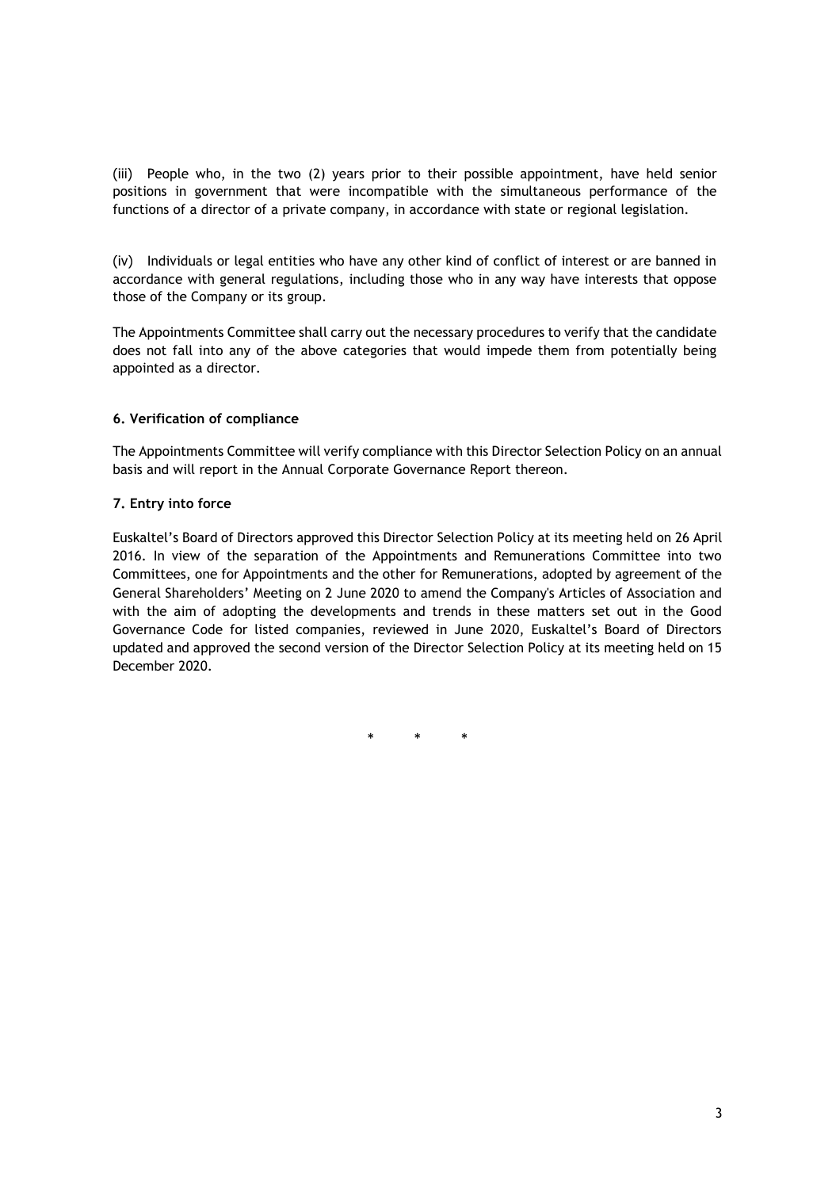(iii) People who, in the two (2) years prior to their possible appointment, have held senior positions in government that were incompatible with the simultaneous performance of the functions of a director of a private company, in accordance with state or regional legislation.

(iv) Individuals or legal entities who have any other kind of conflict of interest or are banned in accordance with general regulations, including those who in any way have interests that oppose those of the Company or its group.

The Appointments Committee shall carry out the necessary procedures to verify that the candidate does not fall into any of the above categories that would impede them from potentially being appointed as a director.

**6. Verification of compliance**

The Appointments Committee will verify compliance with this Director Selection Policy on an annual basis and will report in the Annual Corporate Governance Report thereon.

**7. Entry into force**

Euskaltel's Board of Directors approved this Director Selection Policy at its meeting held on 26 April 2016. In view of the separation of the Appointments and Remunerations Committee into two Committees, one for Appointments and the other for Remunerations, adopted by agreement of the General Shareholders' Meeting on 2 June 2020 to amend the Company's Articles of Association and with the aim of adopting the developments and trends in these matters set out in the Good Governance Code for listed companies, reviewed in June 2020, Euskaltel's Board of Directors updated and approved the second version of the Director Selection Policy at its meeting held on 15 December 2020.

\* \* \*